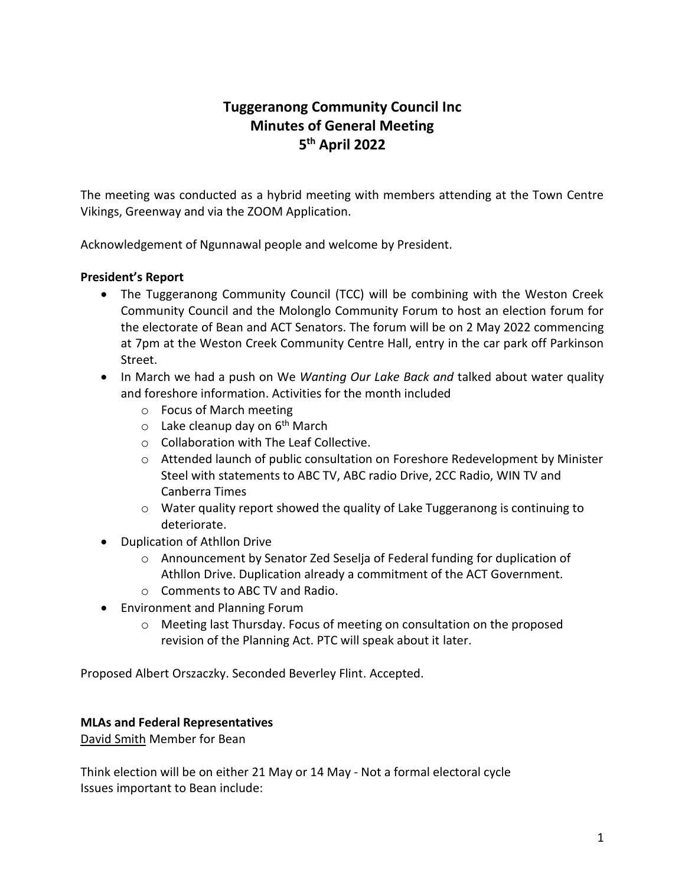# Tuggeranong Community Council Inc
# Minutes of General Meeting
# 5th April 2022

The meeting was conducted as a hybrid meeting with members attending at the Town Centre Vikings, Greenway and via the ZOOM Application.

Acknowledgement of Ngunnawal people and welcome by President.

**President's Report**

- The Tuggeranong Community Council (TCC) will be combining with the Weston Creek Community Council and the Molonglo Community Forum to host an election forum for the electorate of Bean and ACT Senators. The forum will be on 2 May 2022 commencing at 7pm at the Weston Creek Community Centre Hall, entry in the car park off Parkinson Street.
- In March we had a push on We *Wanting Our Lake Back and* talked about water quality and foreshore information. Activities for the month included
  - Focus of March meeting
  - Lake cleanup day on 6th March
  - Collaboration with The Leaf Collective.
  - Attended launch of public consultation on Foreshore Redevelopment by Minister Steel with statements to ABC TV, ABC radio Drive, 2CC Radio, WIN TV and Canberra Times
  - Water quality report showed the quality of Lake Tuggeranong is continuing to deteriorate.
- Duplication of Athllon Drive
  - Announcement by Senator Zed Seselja of Federal funding for duplication of Athllon Drive. Duplication already a commitment of the ACT Government.
  - Comments to ABC TV and Radio.
- Environment and Planning Forum
  - Meeting last Thursday. Focus of meeting on consultation on the proposed revision of the Planning Act. PTC will speak about it later.

Proposed Albert Orszaczky. Seconded Beverley Flint. Accepted.

**MLAs and Federal Representatives**

David Smith Member for Bean

Think election will be on either 21 May or 14 May - Not a formal electoral cycle
Issues important to Bean include: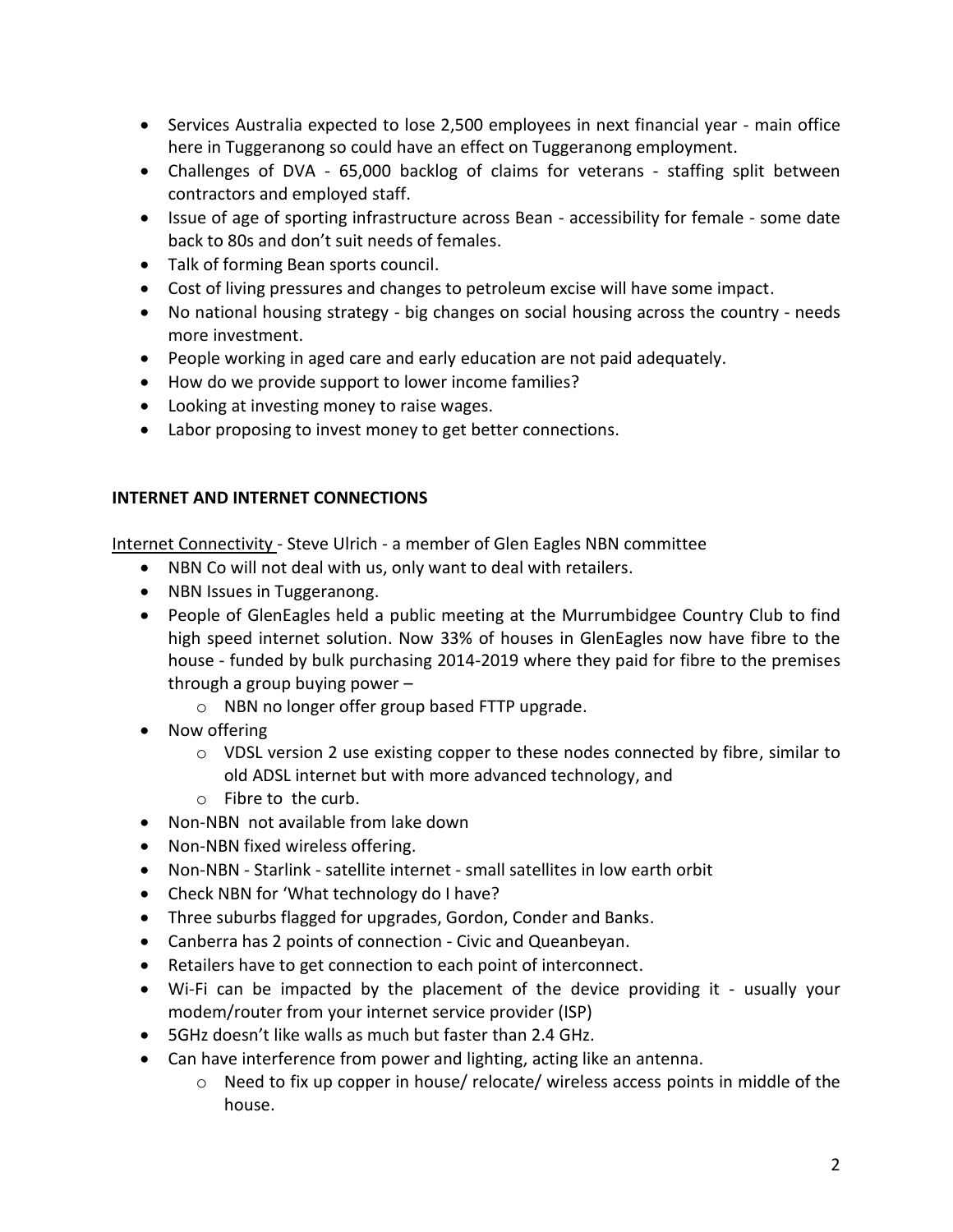- Services Australia expected to lose 2,500 employees in next financial year - main office here in Tuggeranong so could have an effect on Tuggeranong employment.
- Challenges of DVA - 65,000 backlog of claims for veterans - staffing split between contractors and employed staff.
- Issue of age of sporting infrastructure across Bean - accessibility for female - some date back to 80s and don't suit needs of females.
- Talk of forming Bean sports council.
- Cost of living pressures and changes to petroleum excise will have some impact.
- No national housing strategy - big changes on social housing across the country - needs more investment.
- People working in aged care and early education are not paid adequately.
- How do we provide support to lower income families?
- Looking at investing money to raise wages.
- Labor proposing to invest money to get better connections.

**INTERNET AND INTERNET CONNECTIONS**

Internet Connectivity - Steve Ulrich - a member of Glen Eagles NBN committee

- NBN Co will not deal with us, only want to deal with retailers.
- NBN Issues in Tuggeranong.
- People of GlenEagles held a public meeting at the Murrumbidgee Country Club to find high speed internet solution. Now 33% of houses in GlenEagles now have fibre to the house - funded by bulk purchasing 2014-2019 where they paid for fibre to the premises through a group buying power –
    - NBN no longer offer group based FTTP upgrade.
- Now offering
    - VDSL version 2 use existing copper to these nodes connected by fibre, similar to old ADSL internet but with more advanced technology, and
    - Fibre to the curb.
- Non-NBN not available from lake down
- Non-NBN fixed wireless offering.
- Non-NBN - Starlink - satellite internet - small satellites in low earth orbit
- Check NBN for 'What technology do I have?
- Three suburbs flagged for upgrades, Gordon, Conder and Banks.
- Canberra has 2 points of connection - Civic and Queanbeyan.
- Retailers have to get connection to each point of interconnect.
- Wi-Fi can be impacted by the placement of the device providing it - usually your modem/router from your internet service provider (ISP)
- 5GHz doesn't like walls as much but faster than 2.4 GHz.
- Can have interference from power and lighting, acting like an antenna.
    - Need to fix up copper in house/ relocate/ wireless access points in middle of the house.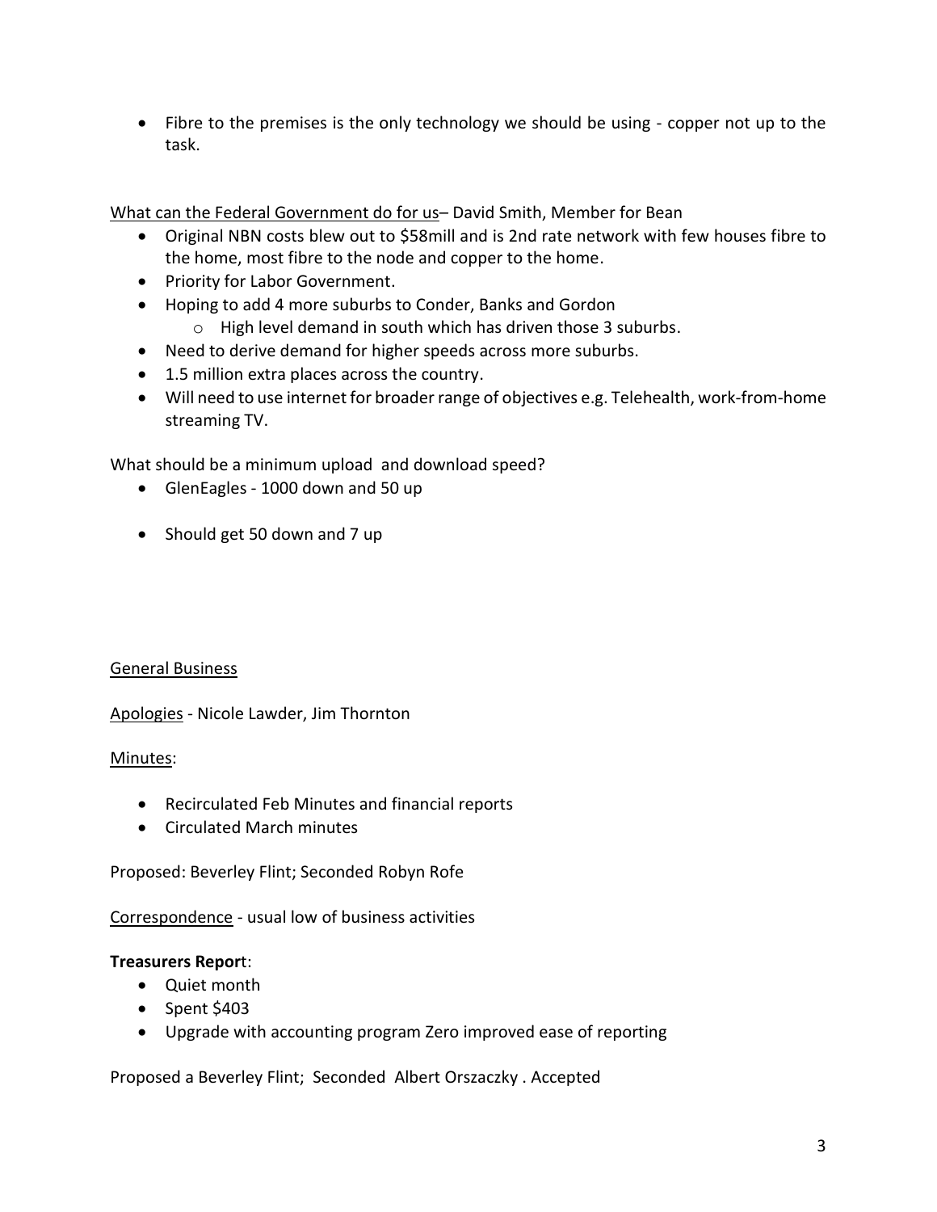- Fibre to the premises is the only technology we should be using - copper not up to the task.

<u>What can the Federal Government do for us</u>– David Smith, Member for Bean

- Original NBN costs blew out to $58mill and is 2nd rate network with few houses fibre to the home, most fibre to the node and copper to the home.
- Priority for Labor Government.
- Hoping to add 4 more suburbs to Conder, Banks and Gordon
  - High level demand in south which has driven those 3 suburbs.
- Need to derive demand for higher speeds across more suburbs.
- 1.5 million extra places across the country.
- Will need to use internet for broader range of objectives e.g. Telehealth, work-from-home streaming TV.

What should be a minimum upload and download speed?

- GlenEagles - 1000 down and 50 up
- Should get 50 down and 7 up

<u>General Business</u>

<u>Apologies</u> - Nicole Lawder, Jim Thornton

<u>Minutes</u>:

- Recirculated Feb Minutes and financial reports
- Circulated March minutes

Proposed: Beverley Flint; Seconded Robyn Rofe

<u>Correspondence</u> - usual low of business activities

**Treasurers Repor**t:

- Quiet month
- Spent $403
- Upgrade with accounting program Zero improved ease of reporting

Proposed a Beverley Flint; Seconded Albert Orszaczky . Accepted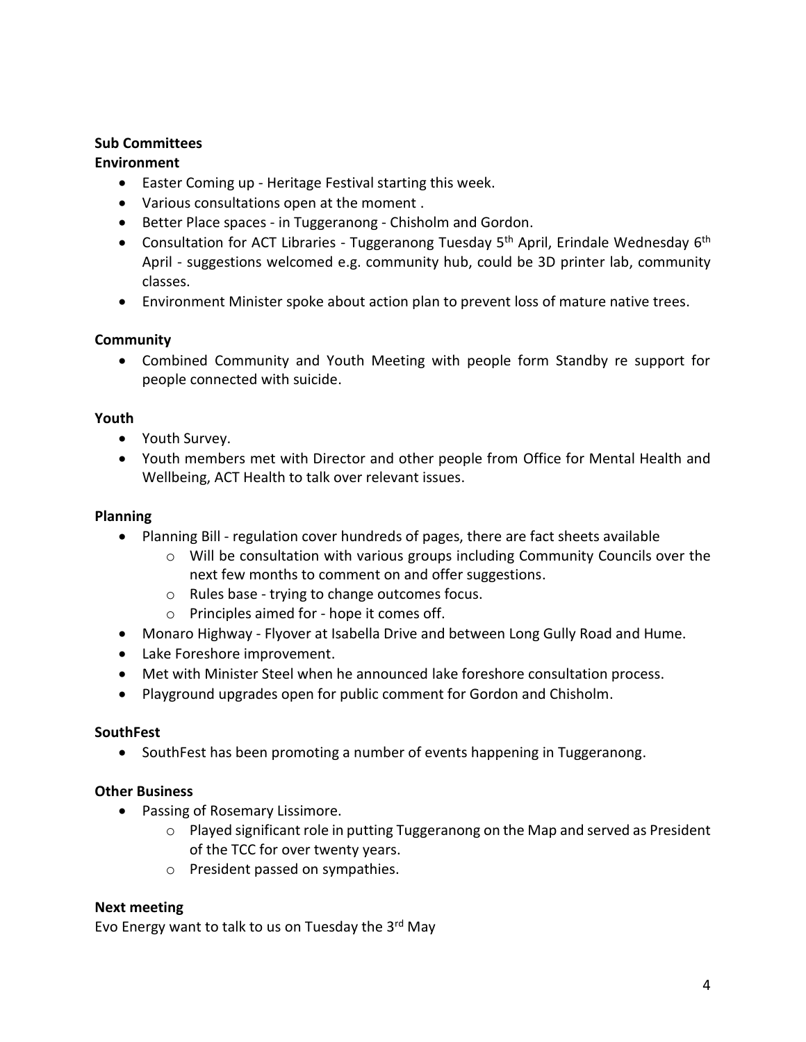**Sub Committees**

**Environment**

- Easter Coming up - Heritage Festival starting this week.
- Various consultations open at the moment .
- Better Place spaces - in Tuggeranong - Chisholm and Gordon.
- Consultation for ACT Libraries - Tuggeranong Tuesday 5th April, Erindale Wednesday 6th April - suggestions welcomed e.g. community hub, could be 3D printer lab, community classes.
- Environment Minister spoke about action plan to prevent loss of mature native trees.

**Community**

- Combined Community and Youth Meeting with people form Standby re support for people connected with suicide.

**Youth**

- Youth Survey.
- Youth members met with Director and other people from Office for Mental Health and Wellbeing, ACT Health to talk over relevant issues.

**Planning**

- Planning Bill - regulation cover hundreds of pages, there are fact sheets available
    - Will be consultation with various groups including Community Councils over the next few months to comment on and offer suggestions.
    - Rules base - trying to change outcomes focus.
    - Principles aimed for - hope it comes off.
- Monaro Highway - Flyover at Isabella Drive and between Long Gully Road and Hume.
- Lake Foreshore improvement.
- Met with Minister Steel when he announced lake foreshore consultation process.
- Playground upgrades open for public comment for Gordon and Chisholm.

**SouthFest**

- SouthFest has been promoting a number of events happening in Tuggeranong.

**Other Business**

- Passing of Rosemary Lissimore.
    - Played significant role in putting Tuggeranong on the Map and served as President of the TCC for over twenty years.
    - President passed on sympathies.

**Next meeting**

Evo Energy want to talk to us on Tuesday the 3rd May